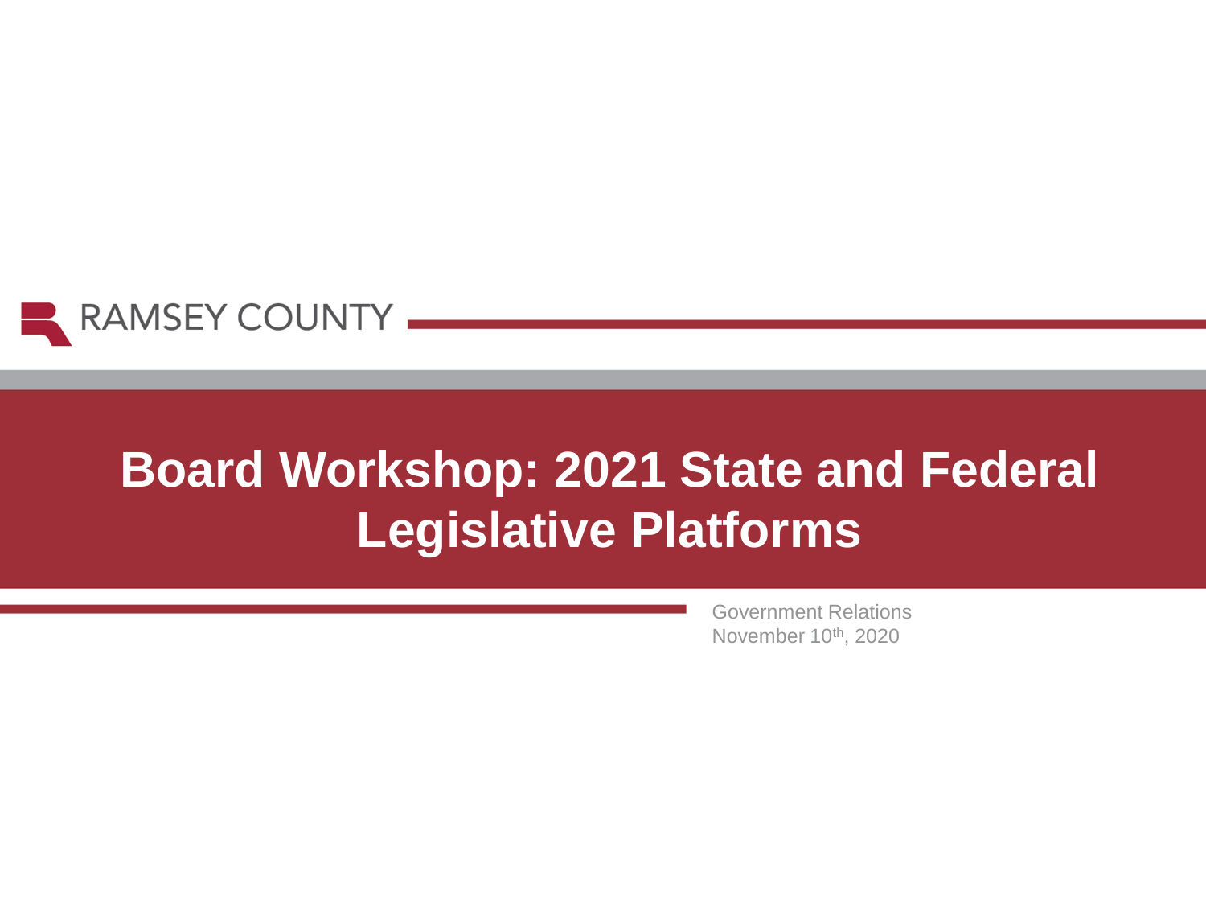RAMSEY COUNTY

# Board Workshop: 2021 State and Federal Legislative Platforms

Government Relations
November 10th, 2020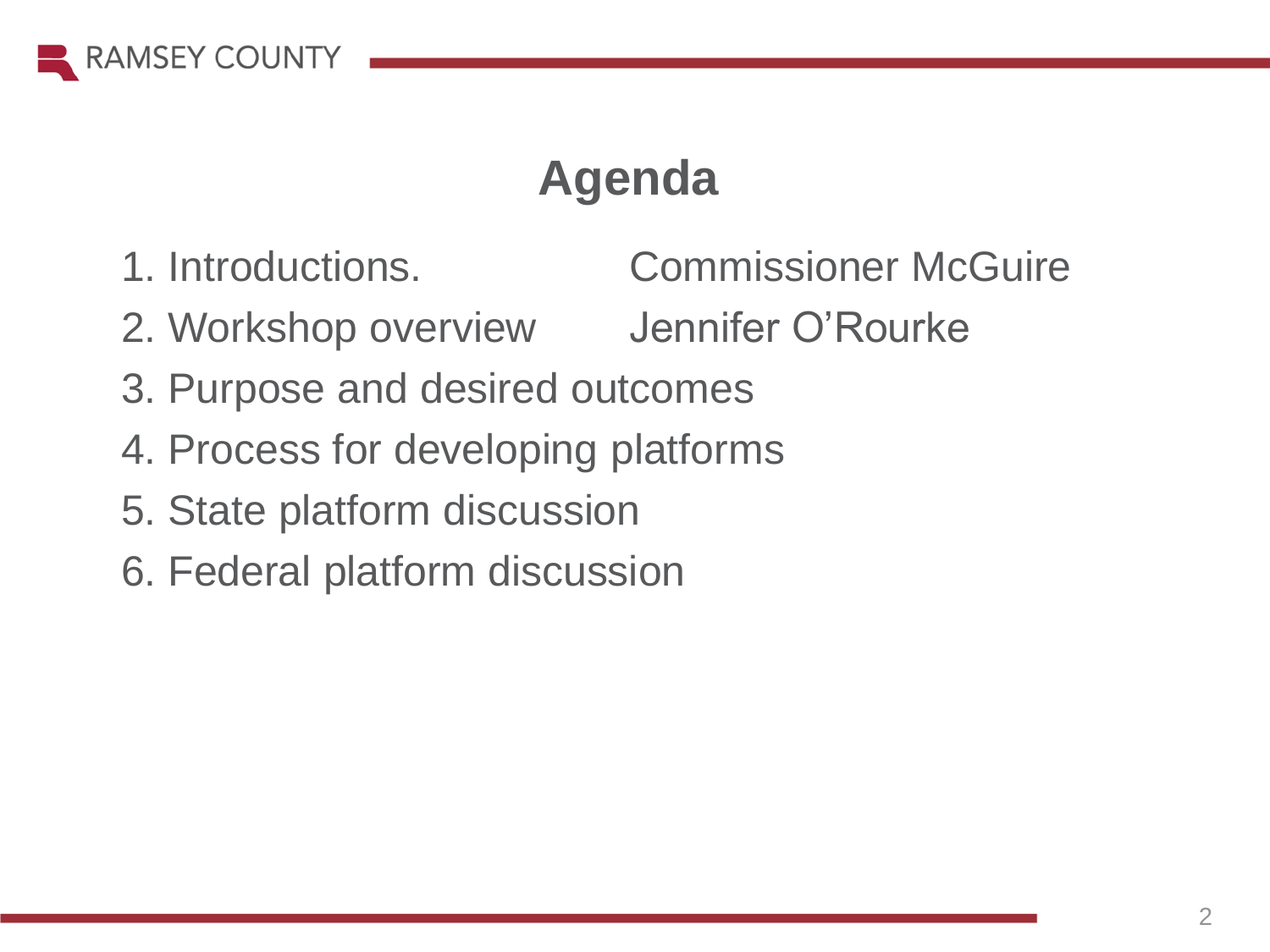# Agenda

| | |
|---|---|
| 1. Introductions. | Commissioner McGuire |
| 2. Workshop overview | Jennifer O'Rourke |
| 3. Purpose and desired outcomes | |
| 4. Process for developing platforms | |
| 5. State platform discussion | |
| 6. Federal platform discussion | |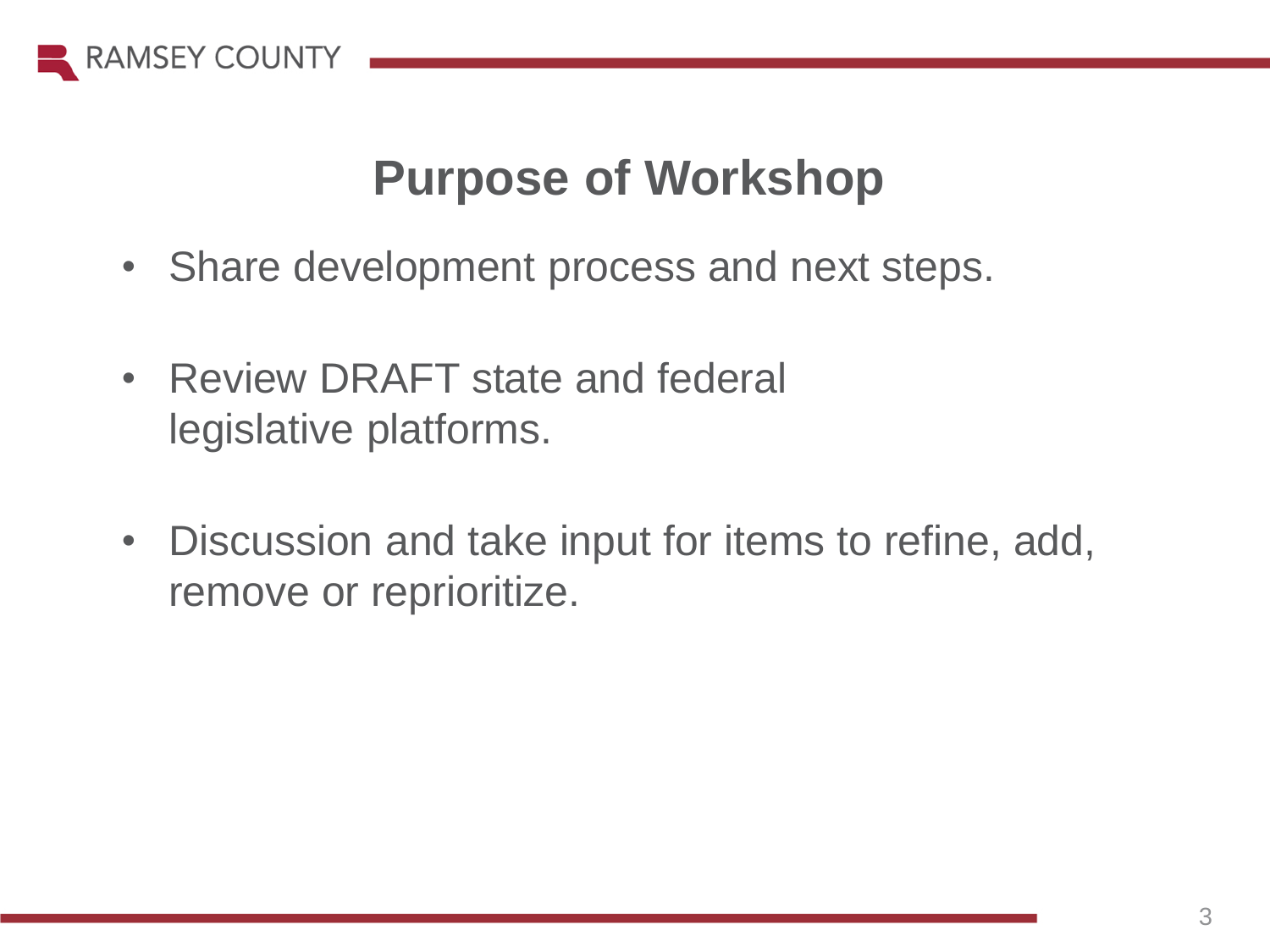# Purpose of Workshop

- Share development process and next steps.
- Review DRAFT state and federal legislative platforms.
- Discussion and take input for items to refine, add, remove or reprioritize.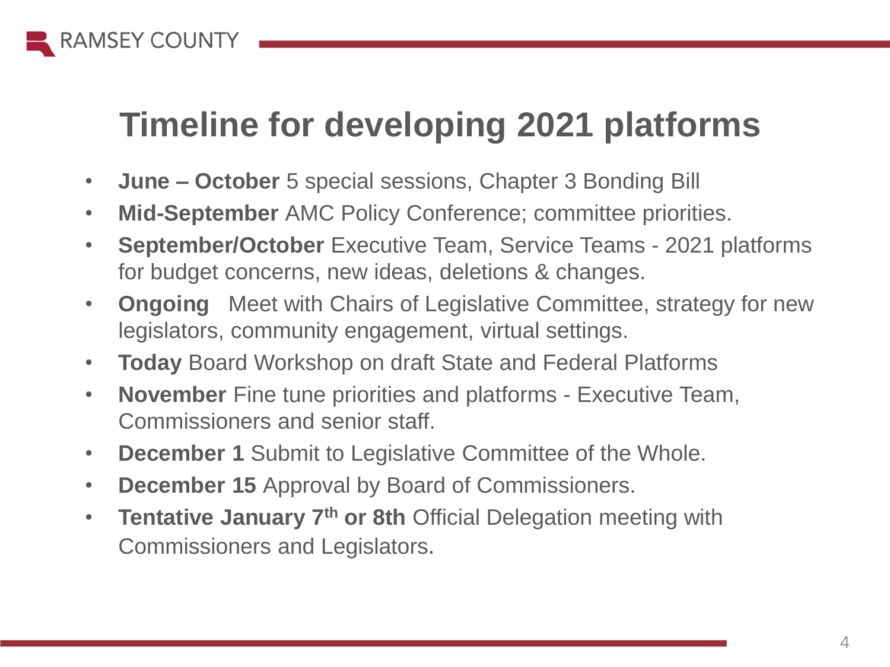# Timeline for developing 2021 platforms

- **June – October** 5 special sessions, Chapter 3 Bonding Bill
- **Mid-September** AMC Policy Conference; committee priorities.
- **September/October** Executive Team, Service Teams - 2021 platforms for budget concerns, new ideas, deletions & changes.
- **Ongoing** Meet with Chairs of Legislative Committee, strategy for new legislators, community engagement, virtual settings.
- **Today** Board Workshop on draft State and Federal Platforms
- **November** Fine tune priorities and platforms - Executive Team, Commissioners and senior staff.
- **December 1** Submit to Legislative Committee of the Whole.
- **December 15** Approval by Board of Commissioners.
- **Tentative January 7th or 8th** Official Delegation meeting with Commissioners and Legislators.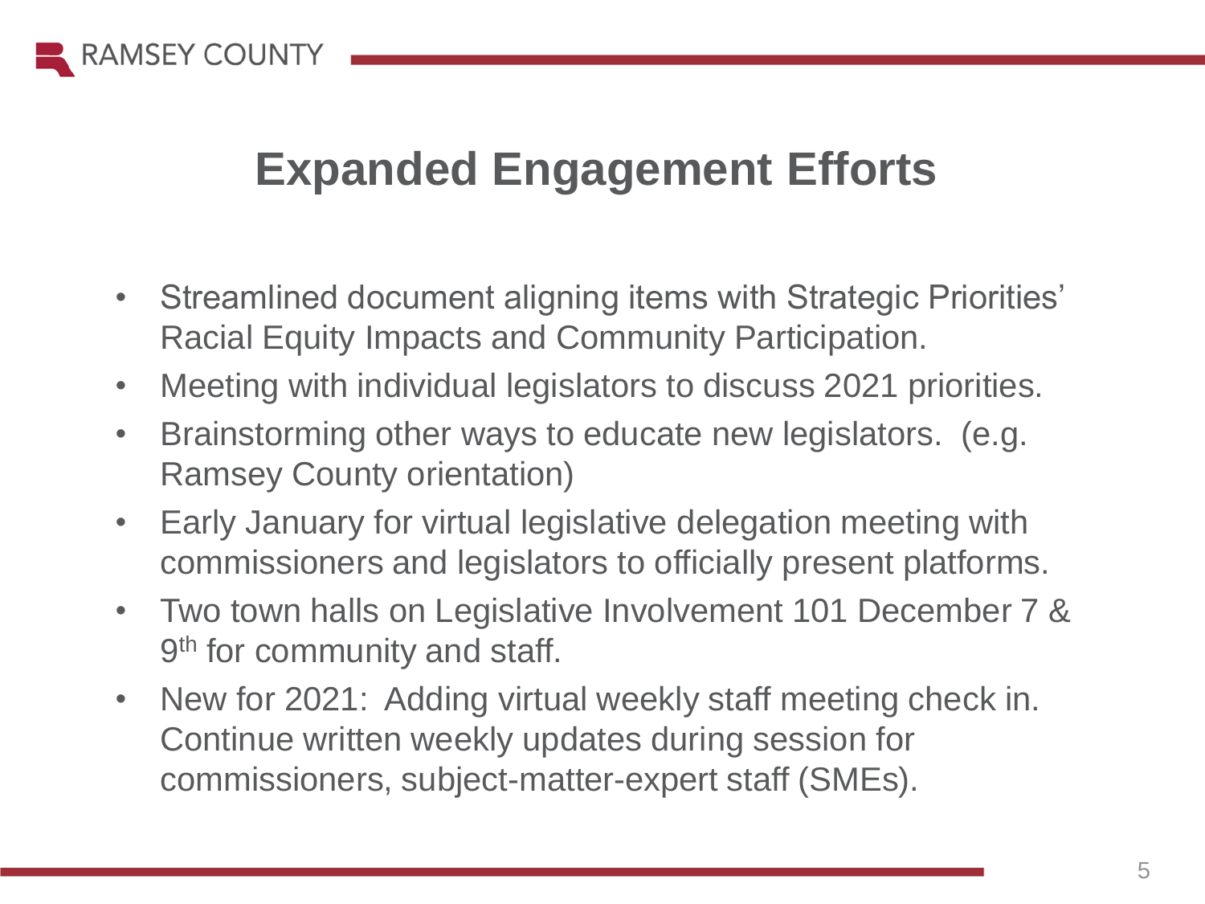# Expanded Engagement Efforts

- Streamlined document aligning items with Strategic Priorities' Racial Equity Impacts and Community Participation.
- Meeting with individual legislators to discuss 2021 priorities.
- Brainstorming other ways to educate new legislators. (e.g. Ramsey County orientation)
- Early January for virtual legislative delegation meeting with commissioners and legislators to officially present platforms.
- Two town halls on Legislative Involvement 101 December 7 & 9th for community and staff.
- New for 2021: Adding virtual weekly staff meeting check in. Continue written weekly updates during session for commissioners, subject-matter-expert staff (SMEs).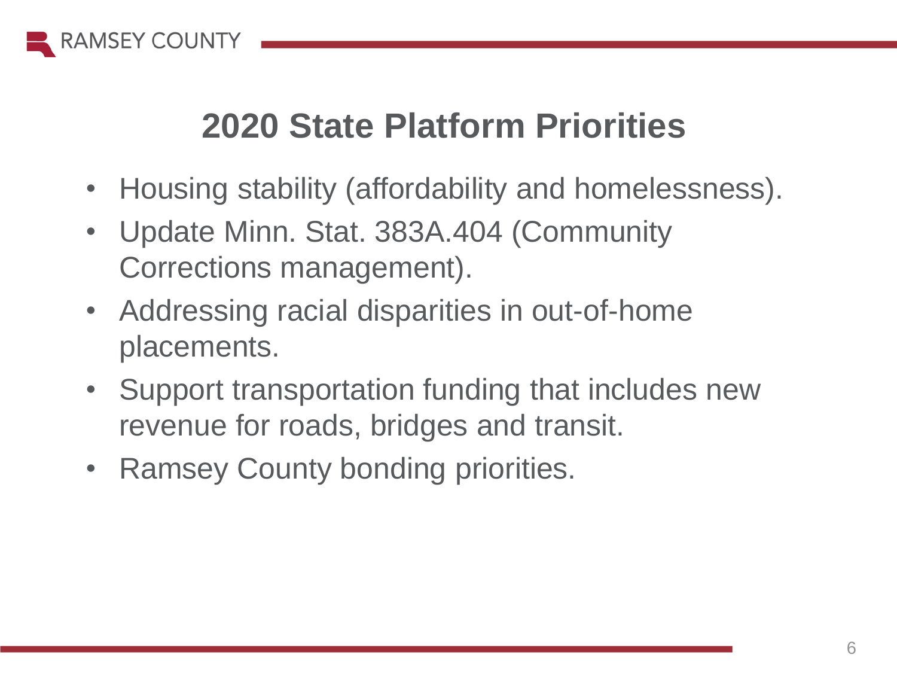# 2020 State Platform Priorities

- Housing stability (affordability and homelessness).
- Update Minn. Stat. 383A.404 (Community Corrections management).
- Addressing racial disparities in out-of-home placements.
- Support transportation funding that includes new revenue for roads, bridges and transit.
- Ramsey County bonding priorities.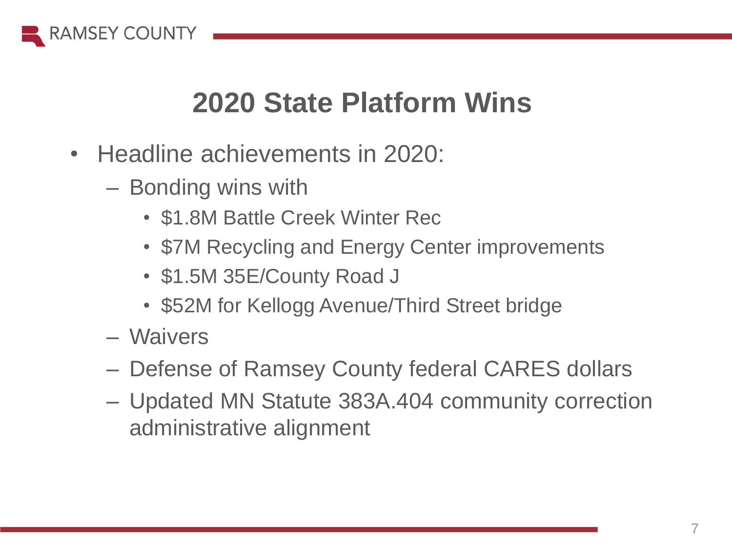# 2020 State Platform Wins

- Headline achievements in 2020:
  - Bonding wins with
    - $1.8M Battle Creek Winter Rec
    - $7M Recycling and Energy Center improvements
    - $1.5M 35E/County Road J
    - $52M for Kellogg Avenue/Third Street bridge
  - Waivers
  - Defense of Ramsey County federal CARES dollars
  - Updated MN Statute 383A.404 community correction administrative alignment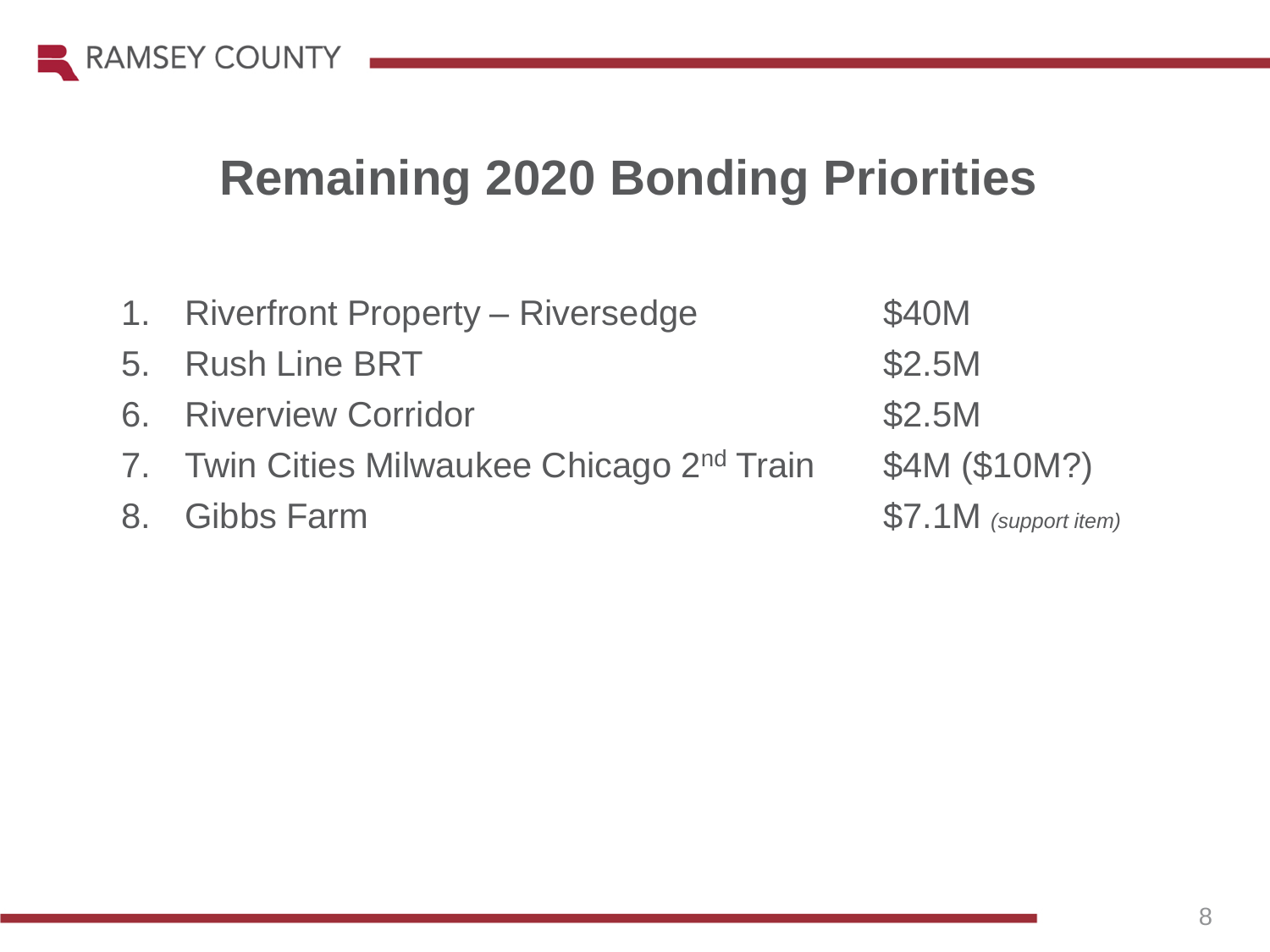# Remaining 2020 Bonding Priorities

| | | |
|---|---|---|
| 1. | Riverfront Property – Riversedge | $40M |
| 5. | Rush Line BRT | $2.5M |
| 6. | Riverview Corridor | $2.5M |
| 7. | Twin Cities Milwaukee Chicago 2nd Train | $4M ($10M?) |
| 8. | Gibbs Farm | $7.1M *(support item)* |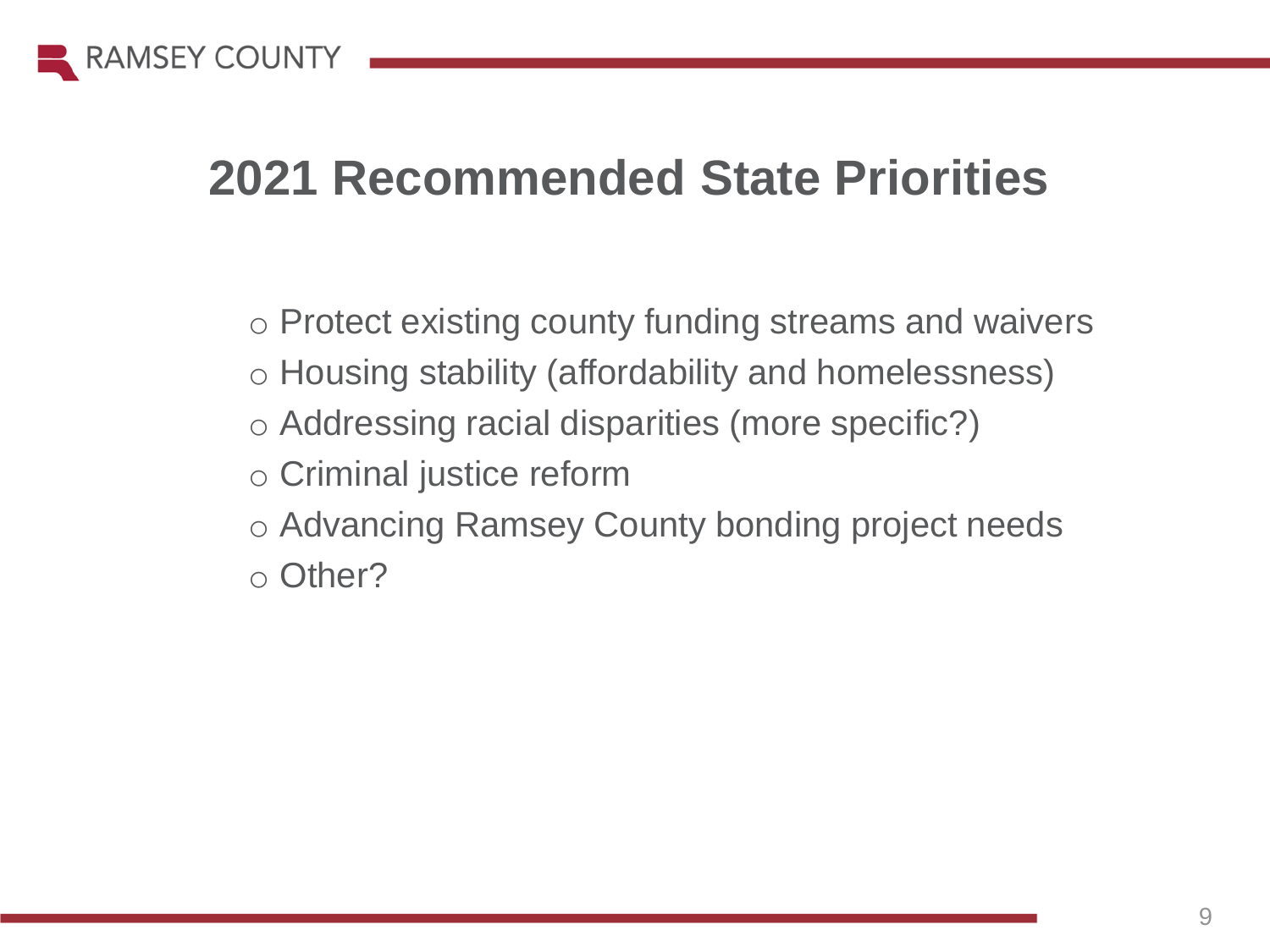# 2021 Recommended State Priorities

- Protect existing county funding streams and waivers
- Housing stability (affordability and homelessness)
- Addressing racial disparities (more specific?)
- Criminal justice reform
- Advancing Ramsey County bonding project needs
- Other?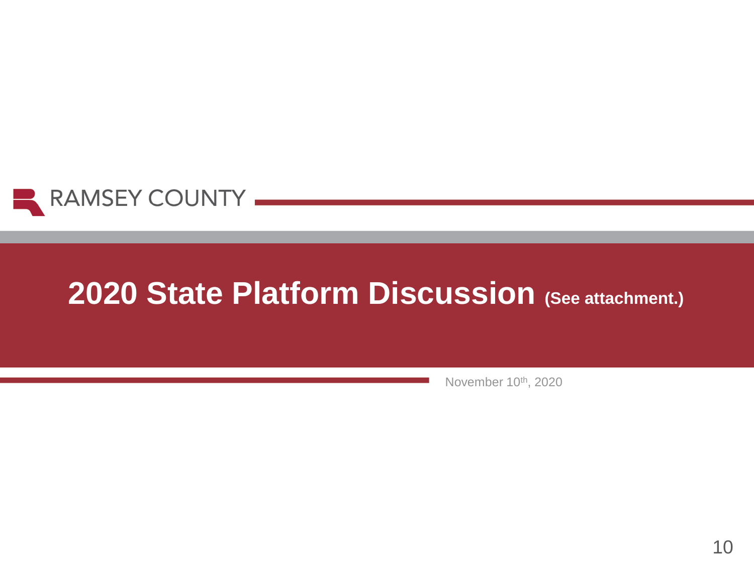RAMSEY COUNTY

# 2020 State Platform Discussion (See attachment.)

November 10th, 2020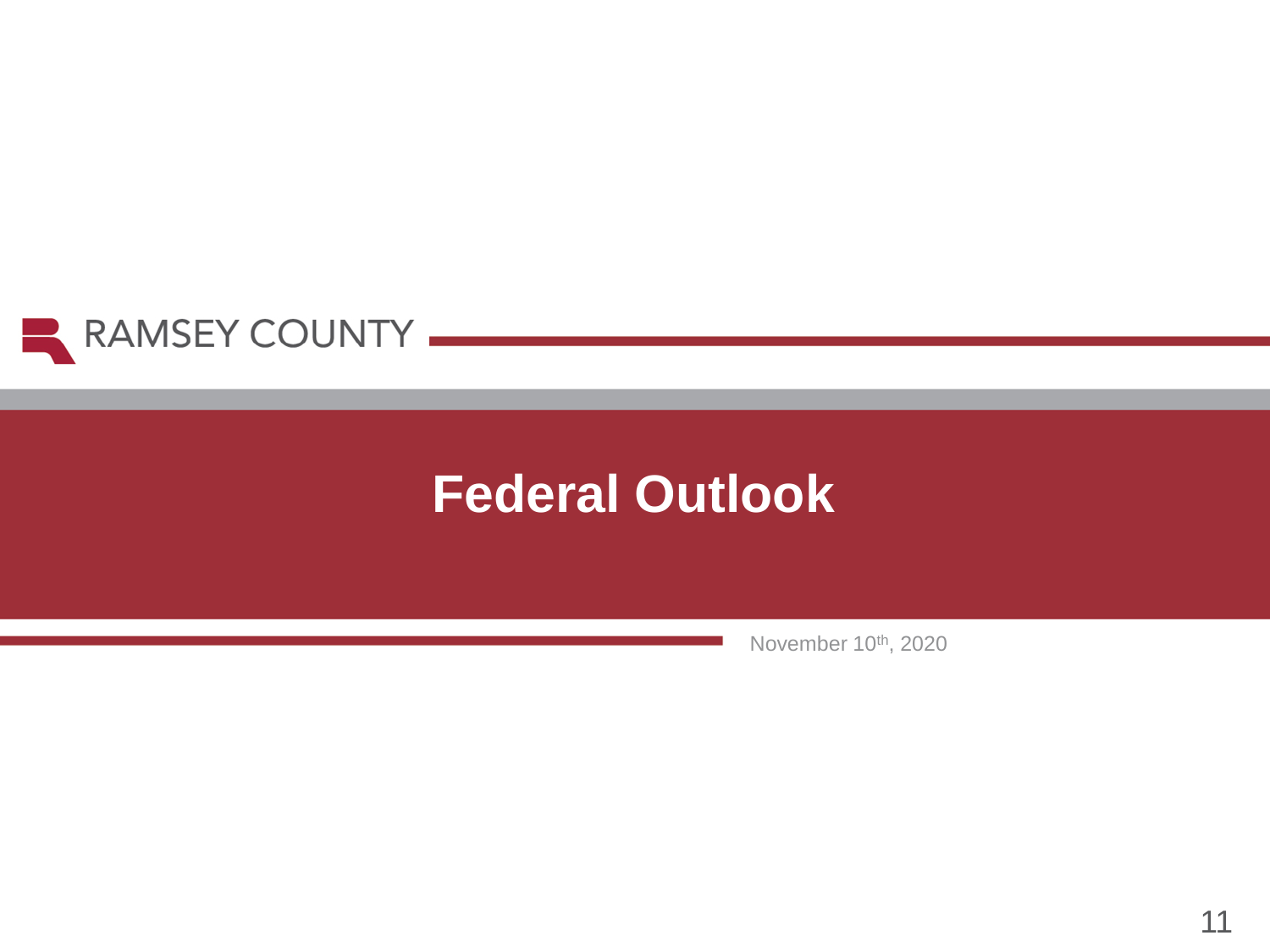RAMSEY COUNTY

# Federal Outlook

November 10th, 2020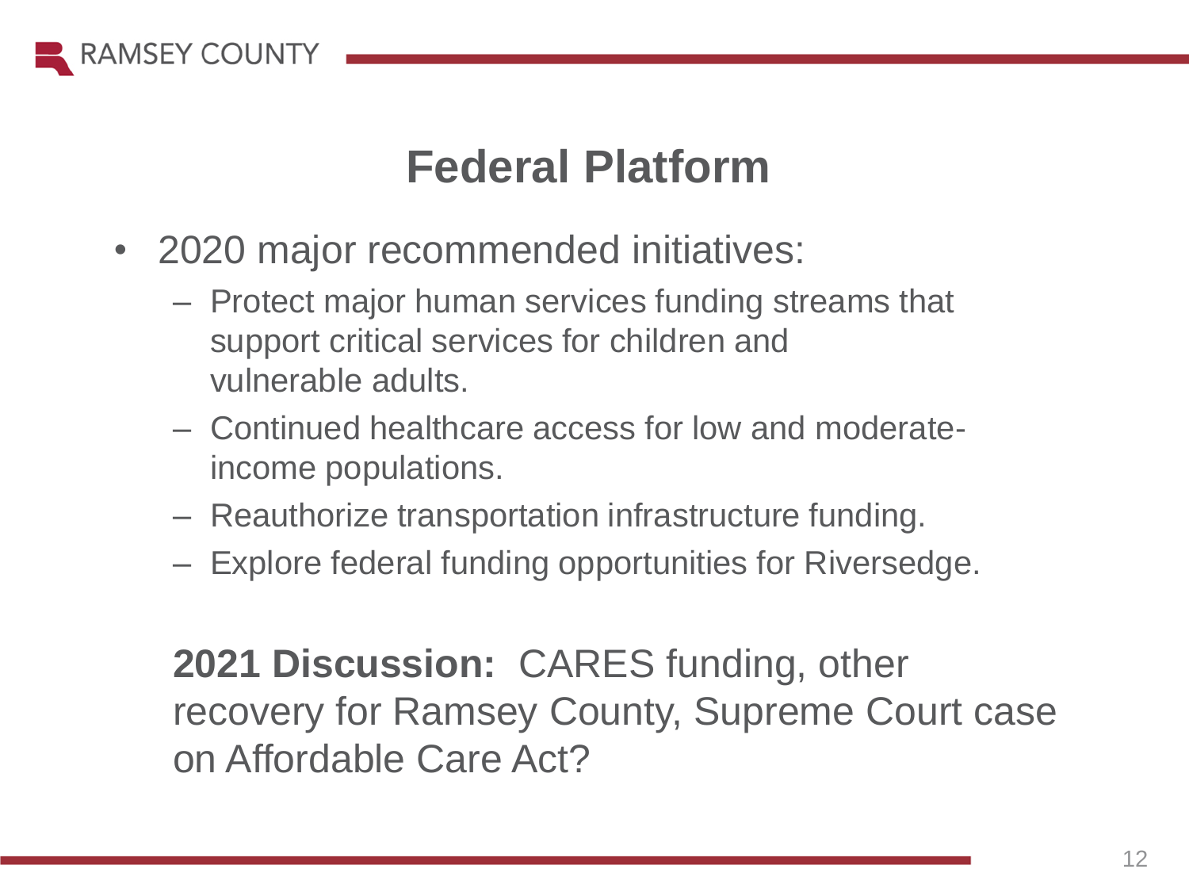# Federal Platform

- 2020 major recommended initiatives:
  - Protect major human services funding streams that support critical services for children and vulnerable adults.
  - Continued healthcare access for low and moderate-income populations.
  - Reauthorize transportation infrastructure funding.
  - Explore federal funding opportunities for Riversedge.

**2021 Discussion:** CARES funding, other recovery for Ramsey County, Supreme Court case on Affordable Care Act?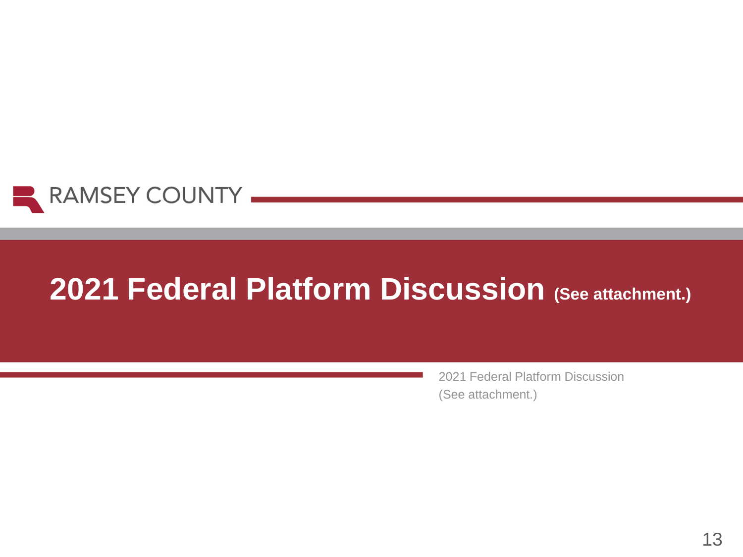RAMSEY COUNTY

# 2021 Federal Platform Discussion (See attachment.)

2021 Federal Platform Discussion
(See attachment.)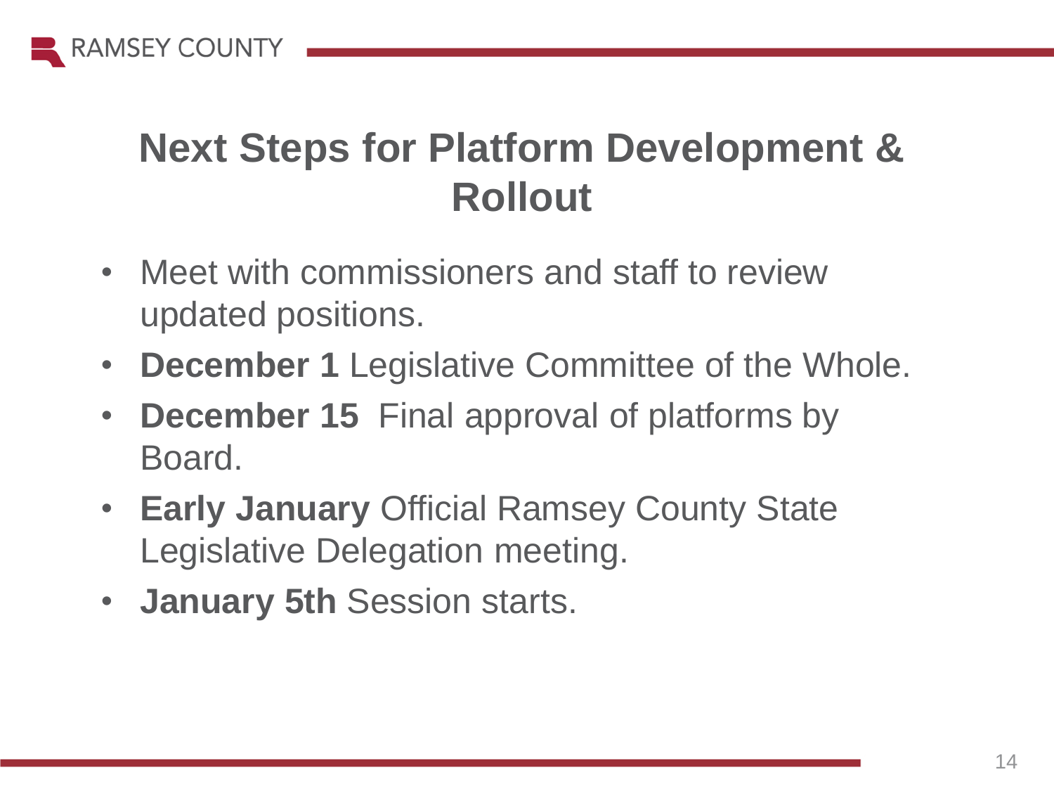# Next Steps for Platform Development & Rollout

- Meet with commissioners and staff to review updated positions.
- **December 1** Legislative Committee of the Whole.
- **December 15** Final approval of platforms by Board.
- **Early January** Official Ramsey County State Legislative Delegation meeting.
- **January 5th** Session starts.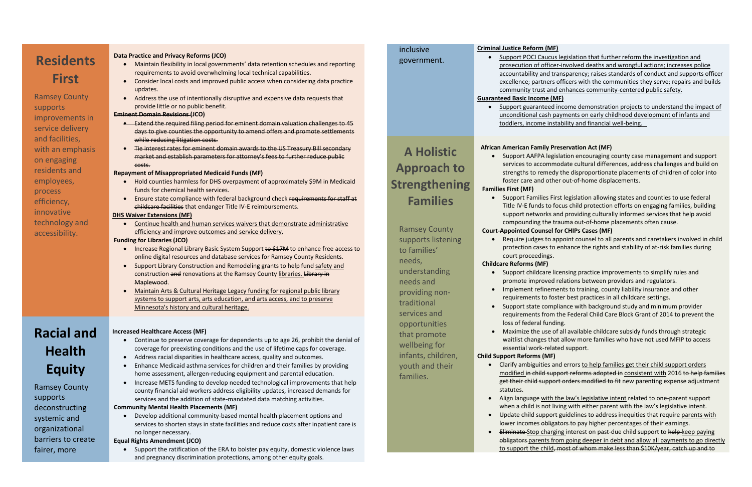# Residents First

Ramsey County supports improvements in service delivery and facilities, with an emphasis on engaging residents and employees, process efficiency, innovative technology and accessibility.

**Data Practice and Privacy Reforms (JCO)**

- Maintain flexibility in local governments' data retention schedules and reporting requirements to avoid overwhelming local technical capabilities.
- Consider local costs and improved public access when considering data practice updates.
- Address the use of intentionally disruptive and expensive data requests that provide little or no public benefit.

**~~Eminent Domain Revisions~~ (JCO)**

- ~~Extend the required filing period for eminent domain valuation challenges to 45 days to give counties the opportunity to amend offers and promote settlements while reducing litigation costs.~~
- ~~Tie interest rates for eminent domain awards to the US Treasury Bill secondary market and establish parameters for attorney's fees to further reduce public costs.~~

**Repayment of Misappropriated Medicaid Funds (MF)**

- Hold counties harmless for DHS overpayment of approximately $9M in Medicaid funds for chemical health services.
- Ensure state compliance with federal background check ~~requirements for staff at childcare facilities~~ that endanger Title IV-E reimbursements.

**DHS Waiver Extensions (MF)**

- Continue health and human services waivers that demonstrate administrative efficiency and improve outcomes and service delivery.

**Funding for Libraries (JCO)**

- Increase Regional Library Basic System Support ~~to $17M~~ to enhance free access to online digital resources and database services for Ramsey County Residents.
- Support Library Construction and Remodeling grants to help fund safety and construction ~~and~~ renovations at the Ramsey County libraries. ~~Library in Maplewood~~.
- Maintain Arts & Cultural Heritage Legacy funding for regional public library systems to support arts, arts education, and arts access, and to preserve Minnesota's history and cultural heritage.

# Racial and Health Equity

Ramsey County supports deconstructing systemic and organizational barriers to create fairer, more inclusive government.

**Increased Healthcare Access (MF)**

- Continue to preserve coverage for dependents up to age 26, prohibit the denial of coverage for preexisting conditions and the use of lifetime caps for coverage.
- Address racial disparities in healthcare access, quality and outcomes.
- Enhance Medicaid asthma services for children and their families by providing home assessment, allergen-reducing equipment and parental education.
- Increase METS funding to develop needed technological improvements that help county financial aid workers address eligibility updates, increased demands for services and the addition of state-mandated data matching activities.

**Community Mental Health Placements (MF)**

- Develop additional community-based mental health placement options and services to shorten stays in state facilities and reduce costs after inpatient care is no longer necessary.

**Equal Rights Amendment (JCO)**

- Support the ratification of the ERA to bolster pay equity, domestic violence laws and pregnancy discrimination protections, among other equity goals.

**Criminal Justice Reform (MF)**

- Support POCI Caucus legislation that further reform the investigation and prosecution of officer-involved deaths and wrongful actions; increases police accountability and transparency; raises standards of conduct and supports officer excellence; partners officers with the communities they serve; repairs and builds community trust and enhances community-centered public safety.

**Guaranteed Basic Income (MF)**

- Support guaranteed income demonstration projects to understand the impact of unconditional cash payments on early childhood development of infants and toddlers, income instability and financial well-being.

# A Holistic Approach to Strengthening Families

Ramsey County supports listening to families' needs, understanding needs and providing non-traditional services and opportunities that promote wellbeing for infants, children, youth and their families.

**African American Family Preservation Act (MF)**

- Support AAFPA legislation encouraging county case management and support services to accommodate cultural differences, address challenges and build on strengths to remedy the disproportionate placements of children of color into foster care and other out-of-home displacements.

**Families First (MF)**

- Support Families First legislation allowing states and counties to use federal Title IV-E funds to focus child protection efforts on engaging families, building support networks and providing culturally informed services that help avoid compounding the trauma out-of-home placements often cause.

**Court-Appointed Counsel for CHIPs Cases (MF)**

- Require judges to appoint counsel to all parents and caretakers involved in child protection cases to enhance the rights and stability of at-risk families during court proceedings.

**Childcare Reforms (MF)**

- Support childcare licensing practice improvements to simplify rules and promote improved relations between providers and regulators.
- Implement refinements to training, county liability insurance and other requirements to foster best practices in all childcare settings.
- Support state compliance with background study and minimum provider requirements from the Federal Child Care Block Grant of 2014 to prevent the loss of federal funding.
- Maximize the use of all available childcare subsidy funds through strategic waitlist changes that allow more families who have not used MFIP to access essential work-related support.

**Child Support Reforms (MF)**

- Clarify ambiguities and errors to help families get their child support orders modified ~~in child support reforms adopted in~~ consistent with 2016 ~~to help families get their child support orders modified to fit~~ new parenting expense adjustment statutes.
- Align language with the law's legislative intent related to one-parent support when a child is not living with either parent ~~with the law's legislative intent~~.
- Update child support guidelines to address inequities that require parents with lower incomes ~~obligators~~ to pay higher percentages of their earnings.
- ~~Eliminate~~ Stop charging interest on past-due child support to ~~help~~ keep paying ~~obligators~~ parents from going deeper in debt and allow all payments to go directly to support the child~~, most of whom make less than $10K/year, catch up and to~~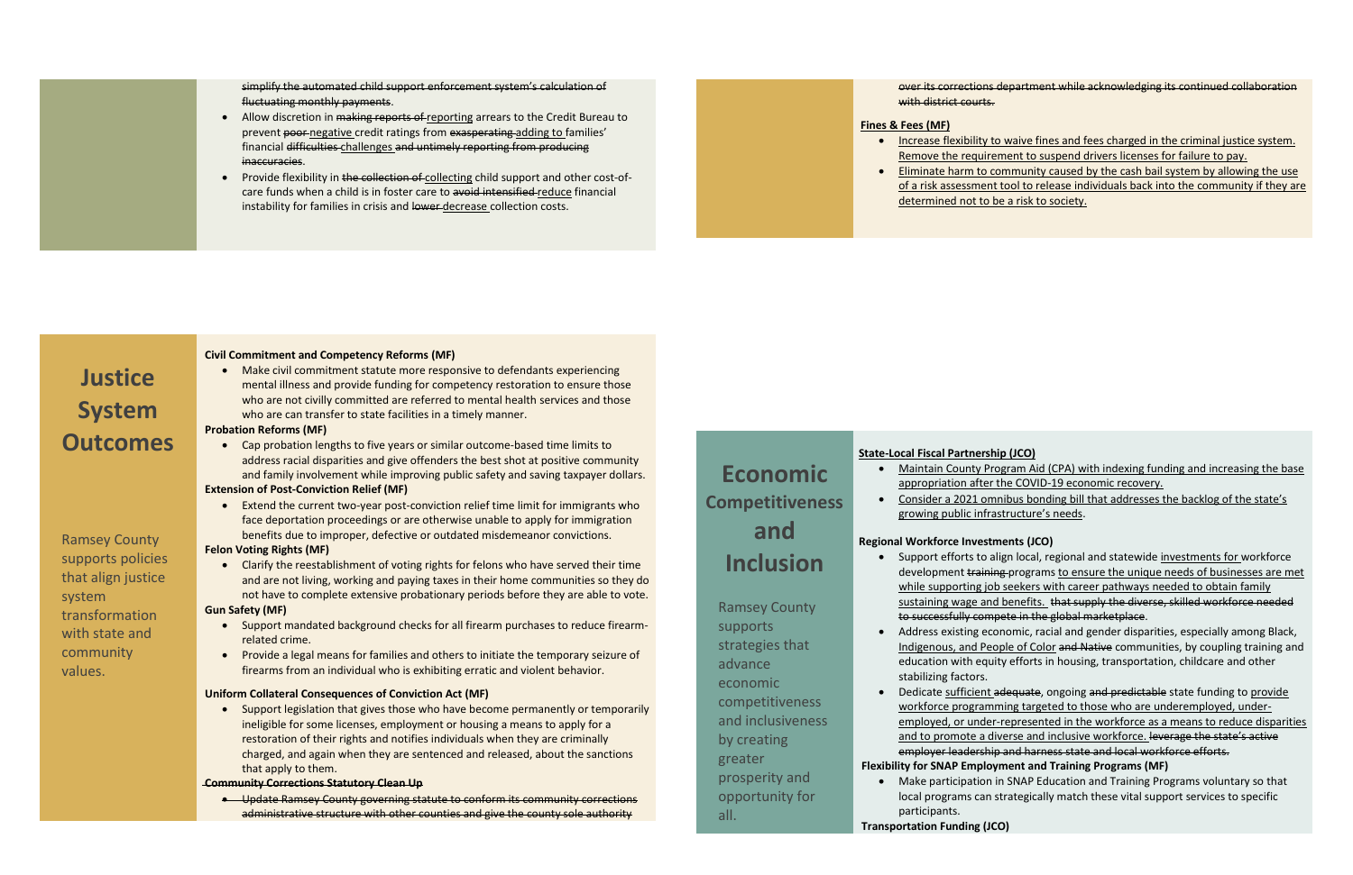~~simplify the automated child support enforcement system's calculation of fluctuating monthly payments~~.

- Allow discretion in ~~making reports of~~ reporting arrears to the Credit Bureau to prevent ~~poor~~ negative credit ratings from ~~exasperating~~ adding to families' financial ~~difficulties~~ challenges ~~and untimely reporting from producing inaccuracies~~.
- Provide flexibility in ~~the collection of~~ collecting child support and other cost-of-care funds when a child is in foster care to ~~avoid intensified~~ reduce financial instability for families in crisis and ~~lower~~ decrease collection costs.

# Justice System Outcomes

Ramsey County supports policies that align justice system transformation with state and community values.

**Civil Commitment and Competency Reforms (MF)**

- Make civil commitment statute more responsive to defendants experiencing mental illness and provide funding for competency restoration to ensure those who are not civilly committed are referred to mental health services and those who are can transfer to state facilities in a timely manner.

**Probation Reforms (MF)**

- Cap probation lengths to five years or similar outcome-based time limits to address racial disparities and give offenders the best shot at positive community and family involvement while improving public safety and saving taxpayer dollars.

**Extension of Post-Conviction Relief (MF)**

- Extend the current two-year post-conviction relief time limit for immigrants who face deportation proceedings or are otherwise unable to apply for immigration benefits due to improper, defective or outdated misdemeanor convictions.

**Felon Voting Rights (MF)**

- Clarify the reestablishment of voting rights for felons who have served their time and are not living, working and paying taxes in their home communities so they do not have to complete extensive probationary periods before they are able to vote.

**Gun Safety (MF)**

- Support mandated background checks for all firearm purchases to reduce firearm-related crime.
- Provide a legal means for families and others to initiate the temporary seizure of firearms from an individual who is exhibiting erratic and violent behavior.

**Uniform Collateral Consequences of Conviction Act (MF)**

- Support legislation that gives those who have become permanently or temporarily ineligible for some licenses, employment or housing a means to apply for a restoration of their rights and notifies individuals when they are criminally charged, and again when they are sentenced and released, about the sanctions that apply to them.

~~**Community Corrections Statutory Clean Up**~~

- ~~Update Ramsey County governing statute to conform its community corrections administrative structure with other counties and give the county sole authority over its corrections department while acknowledging its continued collaboration with district courts.~~

**Fines & Fees (MF)**

- Increase flexibility to waive fines and fees charged in the criminal justice system. Remove the requirement to suspend drivers licenses for failure to pay.
- Eliminate harm to community caused by the cash bail system by allowing the use of a risk assessment tool to release individuals back into the community if they are determined not to be a risk to society.

# Economic Competitiveness and Inclusion

Ramsey County supports strategies that advance economic competitiveness and inclusiveness by creating greater prosperity and opportunity for all.

**State-Local Fiscal Partnership (JCO)**

- Maintain County Program Aid (CPA) with indexing funding and increasing the base appropriation after the COVID-19 economic recovery.
- Consider a 2021 omnibus bonding bill that addresses the backlog of the state's growing public infrastructure's needs.

**Regional Workforce Investments (JCO)**

- Support efforts to align local, regional and statewide investments for workforce development ~~training~~ programs to ensure the unique needs of businesses are met while supporting job seekers with career pathways needed to obtain family sustaining wage and benefits. ~~that supply the diverse, skilled workforce needed to successfully compete in the global marketplace~~.
- Address existing economic, racial and gender disparities, especially among Black, Indigenous, and People of Color ~~and Native~~ communities, by coupling training and education with equity efforts in housing, transportation, childcare and other stabilizing factors.
- Dedicate sufficient ~~adequate~~, ongoing ~~and predictable~~ state funding to provide workforce programming targeted to those who are underemployed, under-employed, or under-represented in the workforce as a means to reduce disparities and to promote a diverse and inclusive workforce. ~~leverage the state's active employer leadership and harness state and local workforce efforts.~~

**Flexibility for SNAP Employment and Training Programs (MF)**

- Make participation in SNAP Education and Training Programs voluntary so that local programs can strategically match these vital support services to specific participants.

**Transportation Funding (JCO)**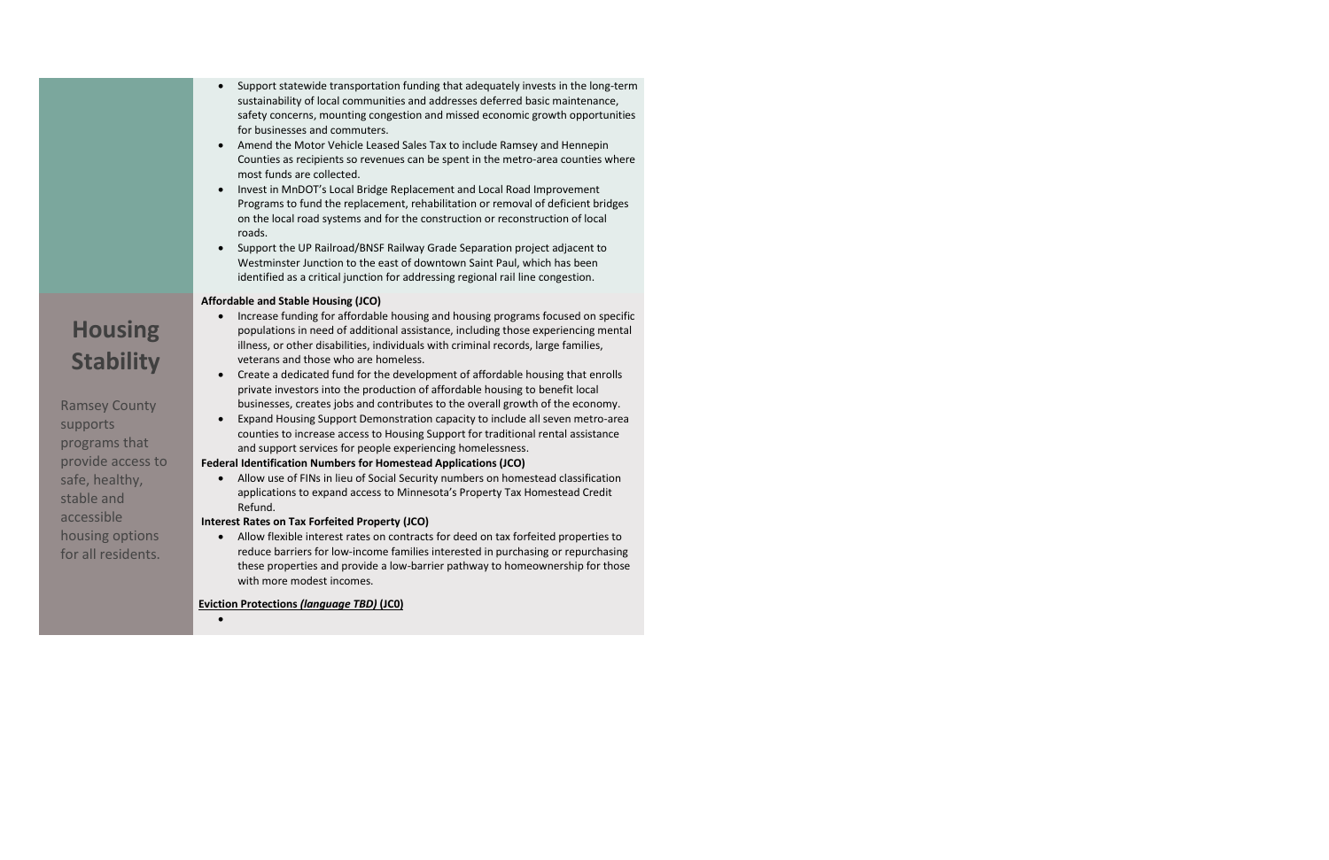- Support statewide transportation funding that adequately invests in the long-term sustainability of local communities and addresses deferred basic maintenance, safety concerns, mounting congestion and missed economic growth opportunities for businesses and commuters.
- Amend the Motor Vehicle Leased Sales Tax to include Ramsey and Hennepin Counties as recipients so revenues can be spent in the metro-area counties where most funds are collected.
- Invest in MnDOT's Local Bridge Replacement and Local Road Improvement Programs to fund the replacement, rehabilitation or removal of deficient bridges on the local road systems and for the construction or reconstruction of local roads.
- Support the UP Railroad/BNSF Railway Grade Separation project adjacent to Westminster Junction to the east of downtown Saint Paul, which has been identified as a critical junction for addressing regional rail line congestion.

## Housing Stability

Ramsey County supports programs that provide access to safe, healthy, stable and accessible housing options for all residents.

**Affordable and Stable Housing (JCO)**

- Increase funding for affordable housing and housing programs focused on specific populations in need of additional assistance, including those experiencing mental illness, or other disabilities, individuals with criminal records, large families, veterans and those who are homeless.
- Create a dedicated fund for the development of affordable housing that enrolls private investors into the production of affordable housing to benefit local businesses, creates jobs and contributes to the overall growth of the economy.
- Expand Housing Support Demonstration capacity to include all seven metro-area counties to increase access to Housing Support for traditional rental assistance and support services for people experiencing homelessness.

**Federal Identification Numbers for Homestead Applications (JCO)**

- Allow use of FINs in lieu of Social Security numbers on homestead classification applications to expand access to Minnesota's Property Tax Homestead Credit Refund.

**Interest Rates on Tax Forfeited Property (JCO)**

- Allow flexible interest rates on contracts for deed on tax forfeited properties to reduce barriers for low-income families interested in purchasing or repurchasing these properties and provide a low-barrier pathway to homeownership for those with more modest incomes.

**Eviction Protections *(language TBD)* (JC0)**

-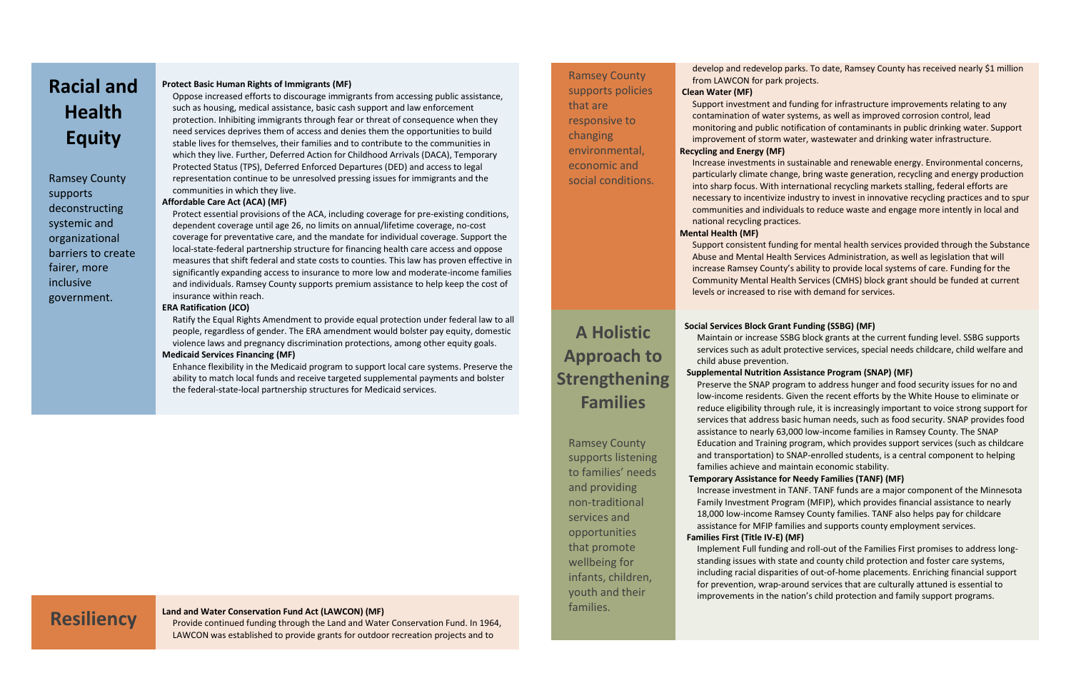## Racial and Health Equity

Ramsey County supports deconstructing systemic and organizational barriers to create fairer, more inclusive government.

**Protect Basic Human Rights of Immigrants (MF)**

Oppose increased efforts to discourage immigrants from accessing public assistance, such as housing, medical assistance, basic cash support and law enforcement protection. Inhibiting immigrants through fear or threat of consequence when they need services deprives them of access and denies them the opportunities to build stable lives for themselves, their families and to contribute to the communities in which they live. Further, Deferred Action for Childhood Arrivals (DACA), Temporary Protected Status (TPS), Deferred Enforced Departures (DED) and access to legal representation continue to be unresolved pressing issues for immigrants and the communities in which they live.

**Affordable Care Act (ACA) (MF)**

Protect essential provisions of the ACA, including coverage for pre-existing conditions, dependent coverage until age 26, no limits on annual/lifetime coverage, no-cost coverage for preventative care, and the mandate for individual coverage. Support the local-state-federal partnership structure for financing health care access and oppose measures that shift federal and state costs to counties. This law has proven effective in significantly expanding access to insurance to more low and moderate-income families and individuals. Ramsey County supports premium assistance to help keep the cost of insurance within reach.

**ERA Ratification (JCO)**

Ratify the Equal Rights Amendment to provide equal protection under federal law to all people, regardless of gender. The ERA amendment would bolster pay equity, domestic violence laws and pregnancy discrimination protections, among other equity goals.

**Medicaid Services Financing (MF)**

Enhance flexibility in the Medicaid program to support local care systems. Preserve the ability to match local funds and receive targeted supplemental payments and bolster the federal-state-local partnership structures for Medicaid services.

## Resiliency

Ramsey County supports policies that are responsive to changing environmental, economic and social conditions.

**Land and Water Conservation Fund Act (LAWCON) (MF)**

Provide continued funding through the Land and Water Conservation Fund. In 1964, LAWCON was established to provide grants for outdoor recreation projects and to develop and redevelop parks. To date, Ramsey County has received nearly $1 million from LAWCON for park projects.

**Clean Water (MF)**

Support investment and funding for infrastructure improvements relating to any contamination of water systems, as well as improved corrosion control, lead monitoring and public notification of contaminants in public drinking water. Support improvement of storm water, wastewater and drinking water infrastructure.

**Recycling and Energy (MF)**

Increase investments in sustainable and renewable energy. Environmental concerns, particularly climate change, bring waste generation, recycling and energy production into sharp focus. With international recycling markets stalling, federal efforts are necessary to incentivize industry to invest in innovative recycling practices and to spur communities and individuals to reduce waste and engage more intently in local and national recycling practices.

**Mental Health (MF)**

Support consistent funding for mental health services provided through the Substance Abuse and Mental Health Services Administration, as well as legislation that will increase Ramsey County's ability to provide local systems of care. Funding for the Community Mental Health Services (CMHS) block grant should be funded at current levels or increased to rise with demand for services.

## A Holistic Approach to Strengthening Families

Ramsey County supports listening to families' needs and providing non-traditional services and opportunities that promote wellbeing for infants, children, youth and their families.

**Social Services Block Grant Funding (SSBG) (MF)**

Maintain or increase SSBG block grants at the current funding level. SSBG supports services such as adult protective services, special needs childcare, child welfare and child abuse prevention.

**Supplemental Nutrition Assistance Program (SNAP) (MF)**

Preserve the SNAP program to address hunger and food security issues for no and low-income residents. Given the recent efforts by the White House to eliminate or reduce eligibility through rule, it is increasingly important to voice strong support for services that address basic human needs, such as food security. SNAP provides food assistance to nearly 63,000 low-income families in Ramsey County. The SNAP Education and Training program, which provides support services (such as childcare and transportation) to SNAP-enrolled students, is a central component to helping families achieve and maintain economic stability.

**Temporary Assistance for Needy Families (TANF) (MF)**

Increase investment in TANF. TANF funds are a major component of the Minnesota Family Investment Program (MFIP), which provides financial assistance to nearly 18,000 low-income Ramsey County families. TANF also helps pay for childcare assistance for MFIP families and supports county employment services.

**Families First (Title IV-E) (MF)**

Implement Full funding and roll-out of the Families First promises to address long-standing issues with state and county child protection and foster care systems, including racial disparities of out-of-home placements. Enriching financial support for prevention, wrap-around services that are culturally attuned is essential to improvements in the nation's child protection and family support programs.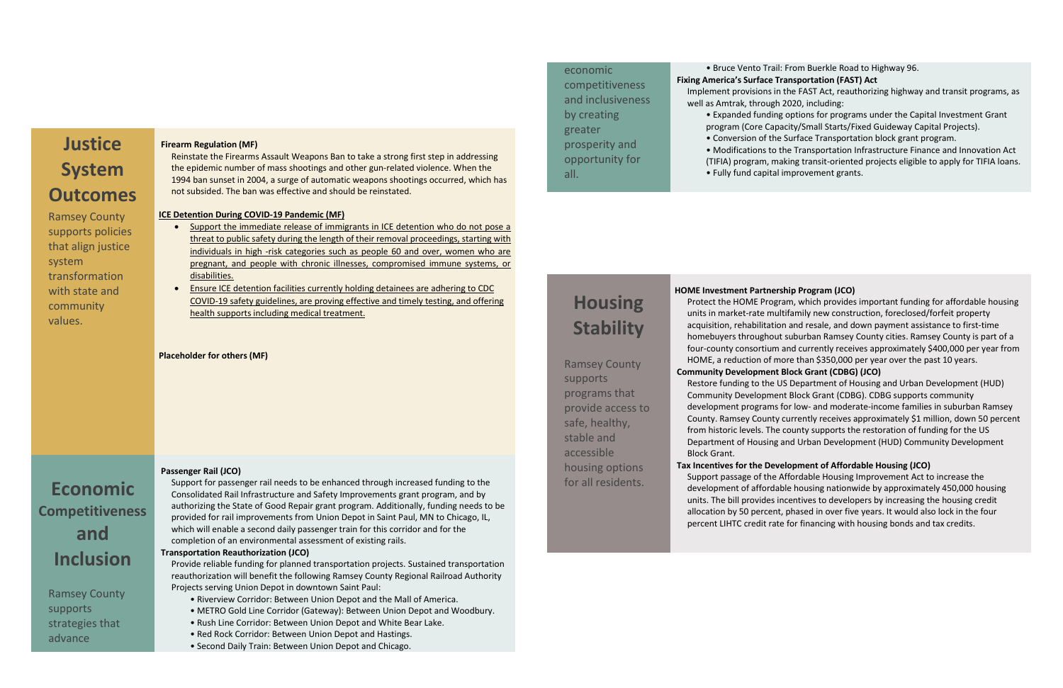## Justice System Outcomes

Ramsey County supports policies that align justice system transformation with state and community values.

**Firearm Regulation (MF)**

Reinstate the Firearms Assault Weapons Ban to take a strong first step in addressing the epidemic number of mass shootings and other gun-related violence. When the 1994 ban sunset in 2004, a surge of automatic weapons shootings occurred, which has not subsided. The ban was effective and should be reinstated.

**ICE Detention During COVID-19 Pandemic (MF)**

- Support the immediate release of immigrants in ICE detention who do not pose a threat to public safety during the length of their removal proceedings, starting with individuals in high -risk categories such as people 60 and over, women who are pregnant, and people with chronic illnesses, compromised immune systems, or disabilities.
- Ensure ICE detention facilities currently holding detainees are adhering to CDC COVID-19 safety guidelines, are proving effective and timely testing, and offering health supports including medical treatment.

**Placeholder for others (MF)**

## Economic Competitiveness and Inclusion

Ramsey County supports strategies that advance economic competitiveness and inclusiveness by creating greater prosperity and opportunity for all.

**Passenger Rail (JCO)**

Support for passenger rail needs to be enhanced through increased funding to the Consolidated Rail Infrastructure and Safety Improvements grant program, and by authorizing the State of Good Repair grant program. Additionally, funding needs to be provided for rail improvements from Union Depot in Saint Paul, MN to Chicago, IL, which will enable a second daily passenger train for this corridor and for the completion of an environmental assessment of existing rails.

**Transportation Reauthorization (JCO)**

Provide reliable funding for planned transportation projects. Sustained transportation reauthorization will benefit the following Ramsey County Regional Railroad Authority Projects serving Union Depot in downtown Saint Paul:

- Riverview Corridor: Between Union Depot and the Mall of America.
- METRO Gold Line Corridor (Gateway): Between Union Depot and Woodbury.
- Rush Line Corridor: Between Union Depot and White Bear Lake.
- Red Rock Corridor: Between Union Depot and Hastings.
- Second Daily Train: Between Union Depot and Chicago.
- Bruce Vento Trail: From Buerkle Road to Highway 96.

**Fixing America's Surface Transportation (FAST) Act**

Implement provisions in the FAST Act, reauthorizing highway and transit programs, as well as Amtrak, through 2020, including:

- Expanded funding options for programs under the Capital Investment Grant program (Core Capacity/Small Starts/Fixed Guideway Capital Projects).
- Conversion of the Surface Transportation block grant program.
- Modifications to the Transportation Infrastructure Finance and Innovation Act (TIFIA) program, making transit-oriented projects eligible to apply for TIFIA loans.
- Fully fund capital improvement grants.

## Housing Stability

Ramsey County supports programs that provide access to safe, healthy, stable and accessible housing options for all residents.

**HOME Investment Partnership Program (JCO)**

Protect the HOME Program, which provides important funding for affordable housing units in market-rate multifamily new construction, foreclosed/forfeit property acquisition, rehabilitation and resale, and down payment assistance to first-time homebuyers throughout suburban Ramsey County cities. Ramsey County is part of a four-county consortium and currently receives approximately $400,000 per year from HOME, a reduction of more than $350,000 per year over the past 10 years.

**Community Development Block Grant (CDBG) (JCO)**

Restore funding to the US Department of Housing and Urban Development (HUD) Community Development Block Grant (CDBG). CDBG supports community development programs for low- and moderate-income families in suburban Ramsey County. Ramsey County currently receives approximately $1 million, down 50 percent from historic levels. The county supports the restoration of funding for the US Department of Housing and Urban Development (HUD) Community Development Block Grant.

**Tax Incentives for the Development of Affordable Housing (JCO)**

Support passage of the Affordable Housing Improvement Act to increase the development of affordable housing nationwide by approximately 450,000 housing units. The bill provides incentives to developers by increasing the housing credit allocation by 50 percent, phased in over five years. It would also lock in the four percent LIHTC credit rate for financing with housing bonds and tax credits.